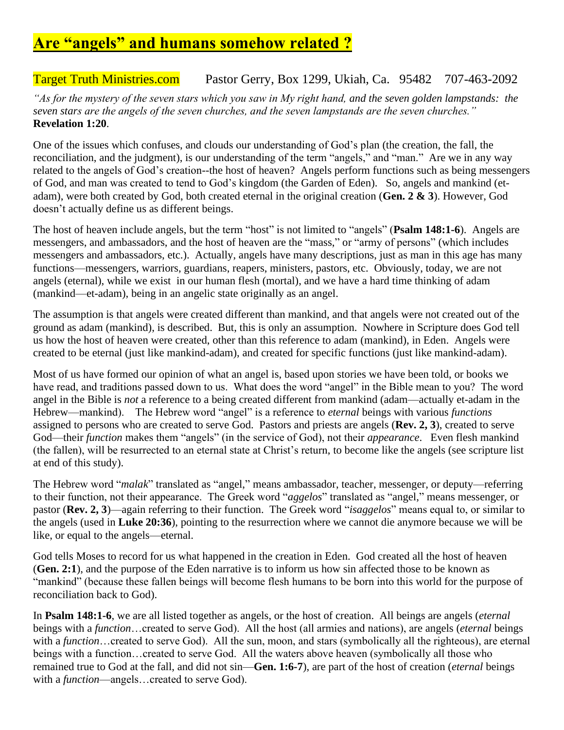# Are "angels" and humans somehow related ?

Target Truth Ministries.com Pastor Gerry, Box 1299, Ukiah, Ca. 95482 707-463-2092

*"As for the mystery of the seven stars which you saw in My right hand, and the seven golden lampstands: the seven stars are the angels of the seven churches, and the seven lampstands are the seven churches."* **Revelation 1:20**.

One of the issues which confuses, and clouds our understanding of God's plan (the creation, the fall, the reconciliation, and the judgment), is our understanding of the term "angels," and "man." Are we in any way related to the angels of God's creation--the host of heaven? Angels perform functions such as being messengers of God, and man was created to tend to God's kingdom (the Garden of Eden). So, angels and mankind (et-adam), were both created by God, both created eternal in the original creation (**Gen. 2 & 3**). However, God doesn't actually define us as different beings.

The host of heaven include angels, but the term "host" is not limited to "angels" (**Psalm 148:1-6**). Angels are messengers, and ambassadors, and the host of heaven are the "mass," or "army of persons" (which includes messengers and ambassadors, etc.). Actually, angels have many descriptions, just as man in this age has many functions—messengers, warriors, guardians, reapers, ministers, pastors, etc. Obviously, today, we are not angels (eternal), while we exist in our human flesh (mortal), and we have a hard time thinking of adam (mankind—et-adam), being in an angelic state originally as an angel.

The assumption is that angels were created different than mankind, and that angels were not created out of the ground as adam (mankind), is described. But, this is only an assumption. Nowhere in Scripture does God tell us how the host of heaven were created, other than this reference to adam (mankind), in Eden. Angels were created to be eternal (just like mankind-adam), and created for specific functions (just like mankind-adam).

Most of us have formed our opinion of what an angel is, based upon stories we have been told, or books we have read, and traditions passed down to us. What does the word "angel" in the Bible mean to you? The word angel in the Bible is *not* a reference to a being created different from mankind (adam—actually et-adam in the Hebrew—mankind). The Hebrew word "angel" is a reference to *eternal* beings with various *functions* assigned to persons who are created to serve God. Pastors and priests are angels (**Rev. 2, 3**), created to serve God—their *function* makes them "angels" (in the service of God), not their *appearance*. Even flesh mankind (the fallen), will be resurrected to an eternal state at Christ's return, to become like the angels (see scripture list at end of this study).

The Hebrew word "*malak*" translated as "angel," means ambassador, teacher, messenger, or deputy—referring to their function, not their appearance. The Greek word "*aggelos*" translated as "angel," means messenger, or pastor (**Rev. 2, 3**)—again referring to their function. The Greek word "*isaggelos*" means equal to, or similar to the angels (used in **Luke 20:36**), pointing to the resurrection where we cannot die anymore because we will be like, or equal to the angels—eternal.

God tells Moses to record for us what happened in the creation in Eden. God created all the host of heaven (**Gen. 2:1**), and the purpose of the Eden narrative is to inform us how sin affected those to be known as "mankind" (because these fallen beings will become flesh humans to be born into this world for the purpose of reconciliation back to God).

In **Psalm 148:1-6**, we are all listed together as angels, or the host of creation. All beings are angels (*eternal* beings with a *function*…created to serve God). All the host (all armies and nations), are angels (*eternal* beings with a *function*…created to serve God). All the sun, moon, and stars (symbolically all the righteous), are eternal beings with a function…created to serve God. All the waters above heaven (symbolically all those who remained true to God at the fall, and did not sin—**Gen. 1:6-7**), are part of the host of creation (*eternal* beings with a *function*—angels…created to serve God).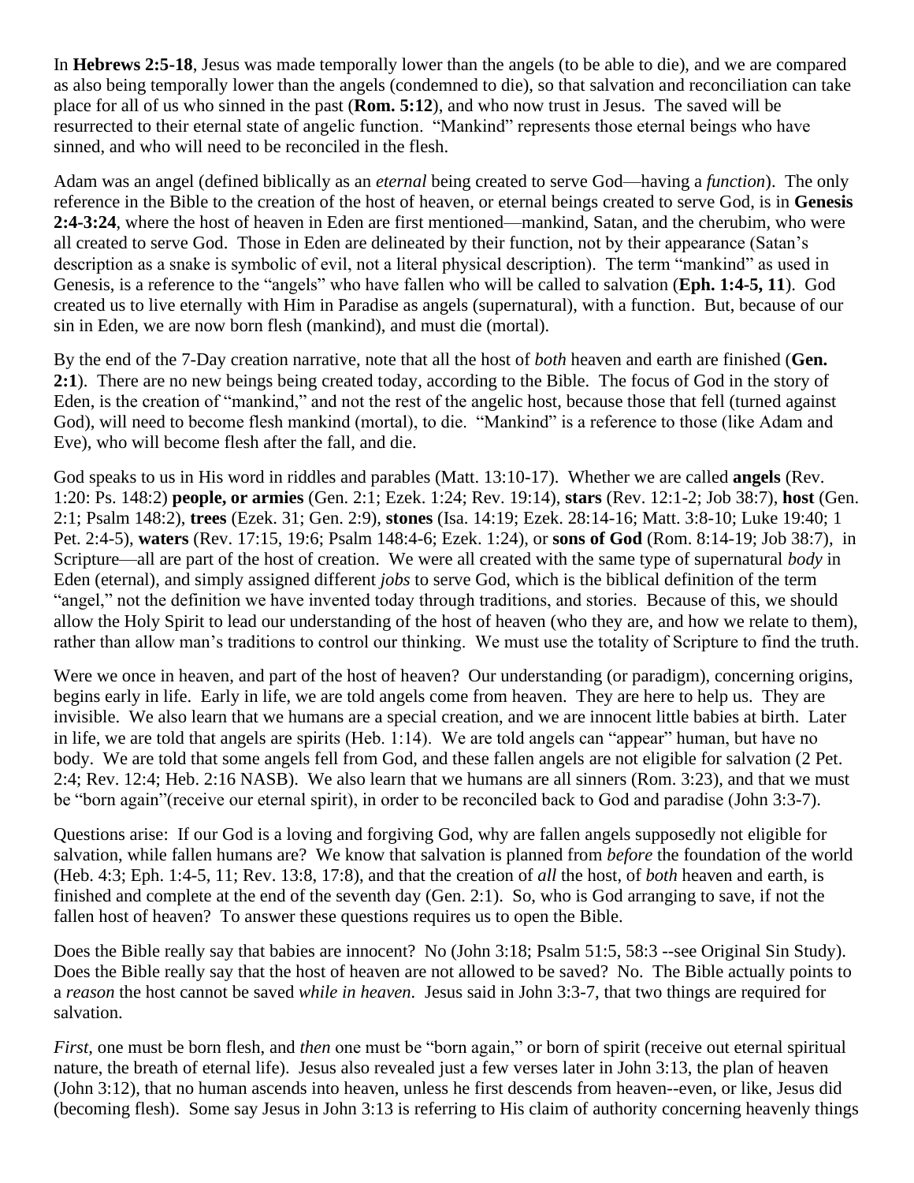In **Hebrews 2:5-18**, Jesus was made temporally lower than the angels (to be able to die), and we are compared as also being temporally lower than the angels (condemned to die), so that salvation and reconciliation can take place for all of us who sinned in the past (**Rom. 5:12**), and who now trust in Jesus. The saved will be resurrected to their eternal state of angelic function. "Mankind" represents those eternal beings who have sinned, and who will need to be reconciled in the flesh.

Adam was an angel (defined biblically as an *eternal* being created to serve God—having a *function*). The only reference in the Bible to the creation of the host of heaven, or eternal beings created to serve God, is in **Genesis 2:4-3:24**, where the host of heaven in Eden are first mentioned—mankind, Satan, and the cherubim, who were all created to serve God. Those in Eden are delineated by their function, not by their appearance (Satan's description as a snake is symbolic of evil, not a literal physical description). The term "mankind" as used in Genesis, is a reference to the "angels" who have fallen who will be called to salvation (**Eph. 1:4-5, 11**). God created us to live eternally with Him in Paradise as angels (supernatural), with a function. But, because of our sin in Eden, we are now born flesh (mankind), and must die (mortal).

By the end of the 7-Day creation narrative, note that all the host of *both* heaven and earth are finished (**Gen. 2:1**). There are no new beings being created today, according to the Bible. The focus of God in the story of Eden, is the creation of "mankind," and not the rest of the angelic host, because those that fell (turned against God), will need to become flesh mankind (mortal), to die. "Mankind" is a reference to those (like Adam and Eve), who will become flesh after the fall, and die.

God speaks to us in His word in riddles and parables (Matt. 13:10-17). Whether we are called **angels** (Rev. 1:20: Ps. 148:2) **people, or armies** (Gen. 2:1; Ezek. 1:24; Rev. 19:14), **stars** (Rev. 12:1-2; Job 38:7), **host** (Gen. 2:1; Psalm 148:2), **trees** (Ezek. 31; Gen. 2:9), **stones** (Isa. 14:19; Ezek. 28:14-16; Matt. 3:8-10; Luke 19:40; 1 Pet. 2:4-5), **waters** (Rev. 17:15, 19:6; Psalm 148:4-6; Ezek. 1:24), or **sons of God** (Rom. 8:14-19; Job 38:7), in Scripture—all are part of the host of creation. We were all created with the same type of supernatural *body* in Eden (eternal), and simply assigned different *jobs* to serve God, which is the biblical definition of the term "angel," not the definition we have invented today through traditions, and stories. Because of this, we should allow the Holy Spirit to lead our understanding of the host of heaven (who they are, and how we relate to them), rather than allow man's traditions to control our thinking. We must use the totality of Scripture to find the truth.

Were we once in heaven, and part of the host of heaven? Our understanding (or paradigm), concerning origins, begins early in life. Early in life, we are told angels come from heaven. They are here to help us. They are invisible. We also learn that we humans are a special creation, and we are innocent little babies at birth. Later in life, we are told that angels are spirits (Heb. 1:14). We are told angels can "appear" human, but have no body. We are told that some angels fell from God, and these fallen angels are not eligible for salvation (2 Pet. 2:4; Rev. 12:4; Heb. 2:16 NASB). We also learn that we humans are all sinners (Rom. 3:23), and that we must be "born again"(receive our eternal spirit), in order to be reconciled back to God and paradise (John 3:3-7).

Questions arise: If our God is a loving and forgiving God, why are fallen angels supposedly not eligible for salvation, while fallen humans are? We know that salvation is planned from *before* the foundation of the world (Heb. 4:3; Eph. 1:4-5, 11; Rev. 13:8, 17:8), and that the creation of *all* the host, of *both* heaven and earth, is finished and complete at the end of the seventh day (Gen. 2:1). So, who is God arranging to save, if not the fallen host of heaven? To answer these questions requires us to open the Bible.

Does the Bible really say that babies are innocent? No (John 3:18; Psalm 51:5, 58:3 --see Original Sin Study). Does the Bible really say that the host of heaven are not allowed to be saved? No. The Bible actually points to a *reason* the host cannot be saved *while in heaven*. Jesus said in John 3:3-7, that two things are required for salvation.

*First,* one must be born flesh, and *then* one must be "born again," or born of spirit (receive out eternal spiritual nature, the breath of eternal life). Jesus also revealed just a few verses later in John 3:13, the plan of heaven (John 3:12), that no human ascends into heaven, unless he first descends from heaven--even, or like, Jesus did (becoming flesh). Some say Jesus in John 3:13 is referring to His claim of authority concerning heavenly things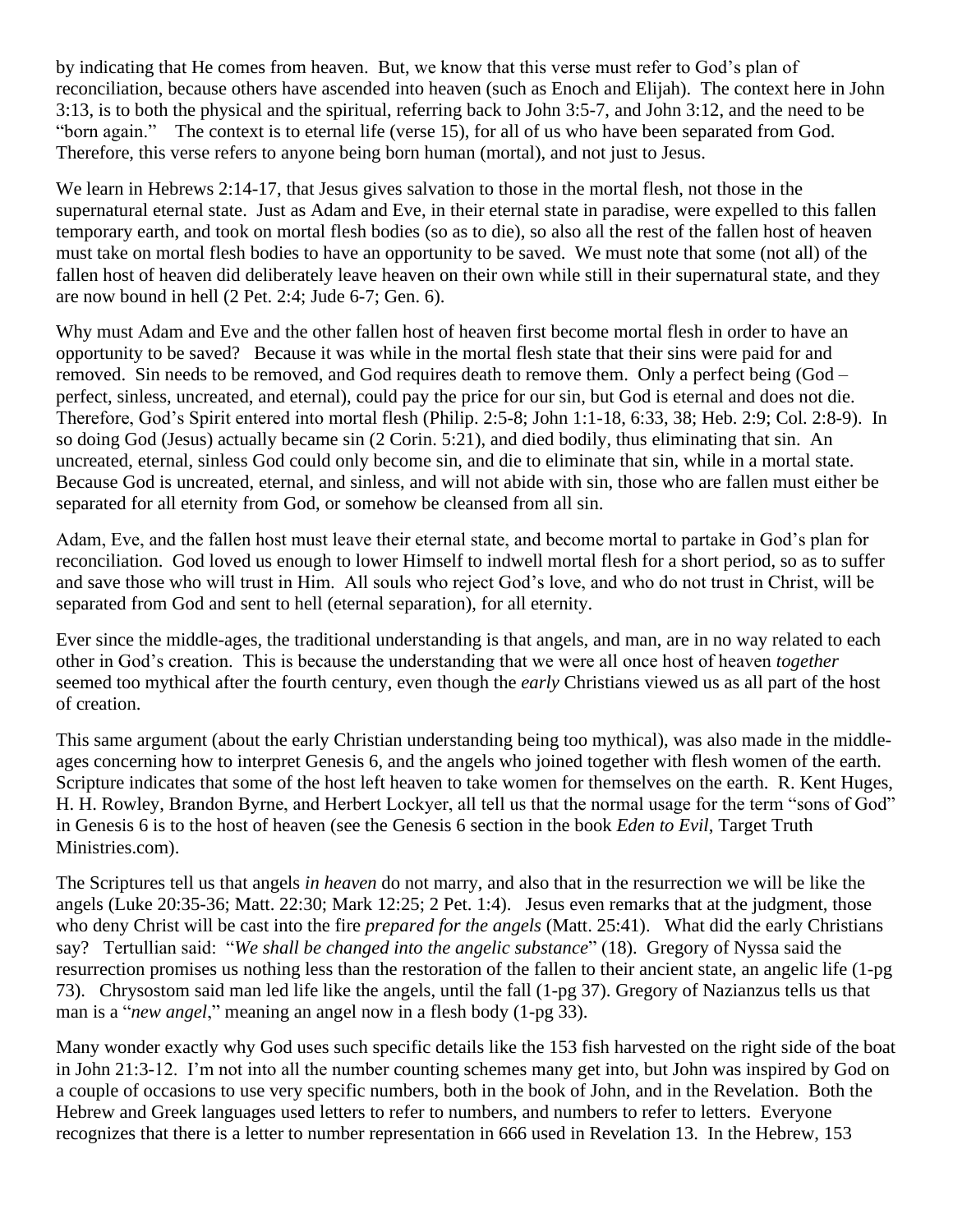by indicating that He comes from heaven. But, we know that this verse must refer to God's plan of reconciliation, because others have ascended into heaven (such as Enoch and Elijah). The context here in John 3:13, is to both the physical and the spiritual, referring back to John 3:5-7, and John 3:12, and the need to be "born again." The context is to eternal life (verse 15), for all of us who have been separated from God. Therefore, this verse refers to anyone being born human (mortal), and not just to Jesus.

We learn in Hebrews 2:14-17, that Jesus gives salvation to those in the mortal flesh, not those in the supernatural eternal state. Just as Adam and Eve, in their eternal state in paradise, were expelled to this fallen temporary earth, and took on mortal flesh bodies (so as to die), so also all the rest of the fallen host of heaven must take on mortal flesh bodies to have an opportunity to be saved. We must note that some (not all) of the fallen host of heaven did deliberately leave heaven on their own while still in their supernatural state, and they are now bound in hell (2 Pet. 2:4; Jude 6-7; Gen. 6).

Why must Adam and Eve and the other fallen host of heaven first become mortal flesh in order to have an opportunity to be saved? Because it was while in the mortal flesh state that their sins were paid for and removed. Sin needs to be removed, and God requires death to remove them. Only a perfect being (God – perfect, sinless, uncreated, and eternal), could pay the price for our sin, but God is eternal and does not die. Therefore, God's Spirit entered into mortal flesh (Philip. 2:5-8; John 1:1-18, 6:33, 38; Heb. 2:9; Col. 2:8-9). In so doing God (Jesus) actually became sin (2 Corin. 5:21), and died bodily, thus eliminating that sin. An uncreated, eternal, sinless God could only become sin, and die to eliminate that sin, while in a mortal state. Because God is uncreated, eternal, and sinless, and will not abide with sin, those who are fallen must either be separated for all eternity from God, or somehow be cleansed from all sin.

Adam, Eve, and the fallen host must leave their eternal state, and become mortal to partake in God's plan for reconciliation. God loved us enough to lower Himself to indwell mortal flesh for a short period, so as to suffer and save those who will trust in Him. All souls who reject God's love, and who do not trust in Christ, will be separated from God and sent to hell (eternal separation), for all eternity.

Ever since the middle-ages, the traditional understanding is that angels, and man, are in no way related to each other in God's creation. This is because the understanding that we were all once host of heaven *together* seemed too mythical after the fourth century, even though the *early* Christians viewed us as all part of the host of creation.

This same argument (about the early Christian understanding being too mythical), was also made in the middle-ages concerning how to interpret Genesis 6, and the angels who joined together with flesh women of the earth. Scripture indicates that some of the host left heaven to take women for themselves on the earth. R. Kent Huges, H. H. Rowley, Brandon Byrne, and Herbert Lockyer, all tell us that the normal usage for the term "sons of God" in Genesis 6 is to the host of heaven (see the Genesis 6 section in the book *Eden to Evil*, Target Truth Ministries.com).

The Scriptures tell us that angels *in heaven* do not marry, and also that in the resurrection we will be like the angels (Luke 20:35-36; Matt. 22:30; Mark 12:25; 2 Pet. 1:4). Jesus even remarks that at the judgment, those who deny Christ will be cast into the fire *prepared for the angels* (Matt. 25:41). What did the early Christians say? Tertullian said: "*We shall be changed into the angelic substance*" (18). Gregory of Nyssa said the resurrection promises us nothing less than the restoration of the fallen to their ancient state, an angelic life (1-pg 73). Chrysostom said man led life like the angels, until the fall (1-pg 37). Gregory of Nazianzus tells us that man is a "*new angel*," meaning an angel now in a flesh body (1-pg 33).

Many wonder exactly why God uses such specific details like the 153 fish harvested on the right side of the boat in John 21:3-12. I'm not into all the number counting schemes many get into, but John was inspired by God on a couple of occasions to use very specific numbers, both in the book of John, and in the Revelation. Both the Hebrew and Greek languages used letters to refer to numbers, and numbers to refer to letters. Everyone recognizes that there is a letter to number representation in 666 used in Revelation 13. In the Hebrew, 153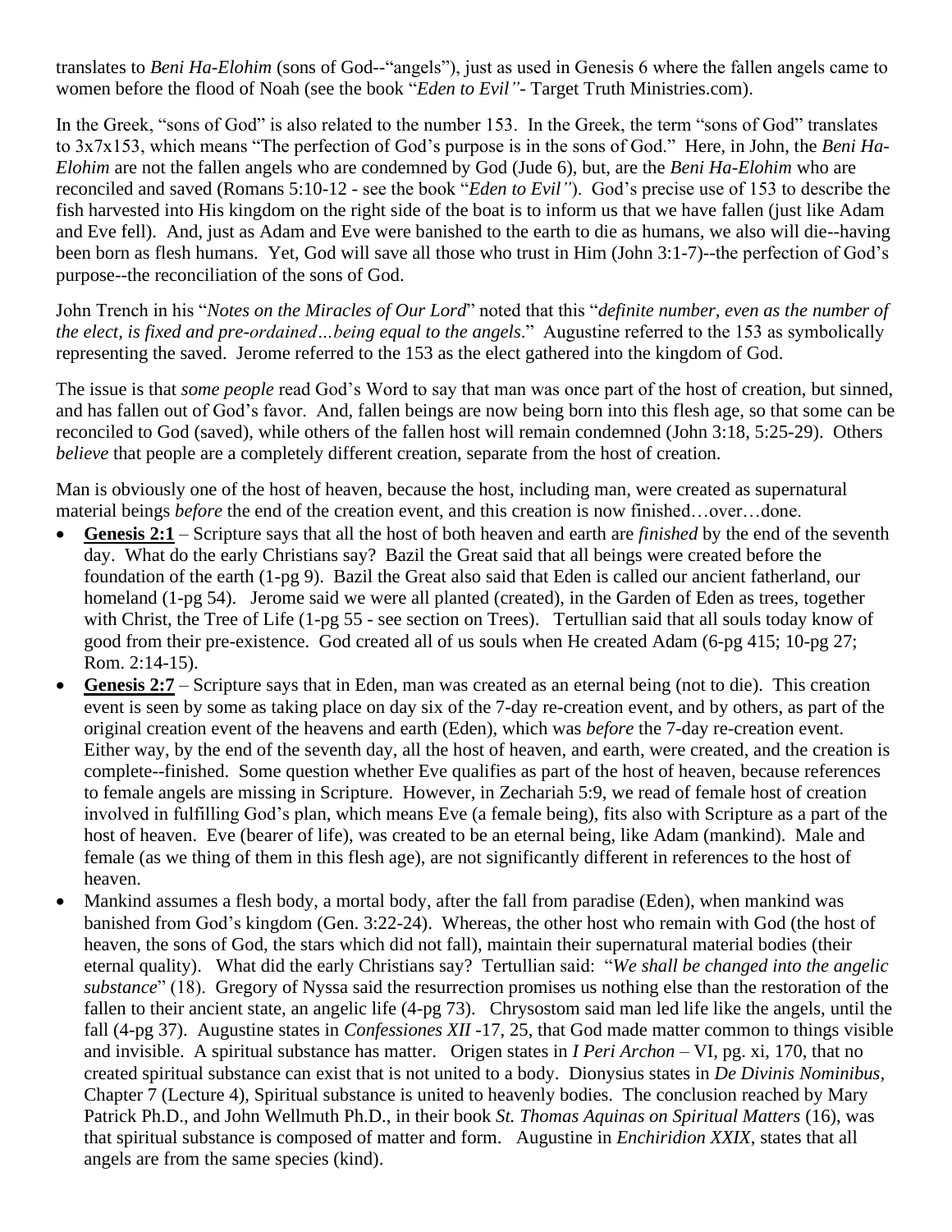translates to *Beni Ha-Elohim* (sons of God--"angels"), just as used in Genesis 6 where the fallen angels came to women before the flood of Noah (see the book "*Eden to Evil"*- Target Truth Ministries.com).

In the Greek, "sons of God" is also related to the number 153. In the Greek, the term "sons of God" translates to 3x7x153, which means "The perfection of God's purpose is in the sons of God." Here, in John, the *Beni Ha-Elohim* are not the fallen angels who are condemned by God (Jude 6), but, are the *Beni Ha-Elohim* who are reconciled and saved (Romans 5:10-12 - see the book "*Eden to Evil"*). God's precise use of 153 to describe the fish harvested into His kingdom on the right side of the boat is to inform us that we have fallen (just like Adam and Eve fell). And, just as Adam and Eve were banished to the earth to die as humans, we also will die--having been born as flesh humans. Yet, God will save all those who trust in Him (John 3:1-7)--the perfection of God's purpose--the reconciliation of the sons of God.

John Trench in his "*Notes on the Miracles of Our Lord*" noted that this "*definite number, even as the number of the elect, is fixed and pre-ordained…being equal to the angels*." Augustine referred to the 153 as symbolically representing the saved. Jerome referred to the 153 as the elect gathered into the kingdom of God.

The issue is that *some people* read God's Word to say that man was once part of the host of creation, but sinned, and has fallen out of God's favor. And, fallen beings are now being born into this flesh age, so that some can be reconciled to God (saved), while others of the fallen host will remain condemned (John 3:18, 5:25-29). Others *believe* that people are a completely different creation, separate from the host of creation.

Man is obviously one of the host of heaven, because the host, including man, were created as supernatural material beings *before* the end of the creation event, and this creation is now finished…over…done.

- **Genesis 2:1** – Scripture says that all the host of both heaven and earth are *finished* by the end of the seventh day. What do the early Christians say? Bazil the Great said that all beings were created before the foundation of the earth (1-pg 9). Bazil the Great also said that Eden is called our ancient fatherland, our homeland (1-pg 54). Jerome said we were all planted (created), in the Garden of Eden as trees, together with Christ, the Tree of Life (1-pg 55 - see section on Trees). Tertullian said that all souls today know of good from their pre-existence. God created all of us souls when He created Adam (6-pg 415; 10-pg 27; Rom. 2:14-15).
- **Genesis 2:7** – Scripture says that in Eden, man was created as an eternal being (not to die). This creation event is seen by some as taking place on day six of the 7-day re-creation event, and by others, as part of the original creation event of the heavens and earth (Eden), which was *before* the 7-day re-creation event. Either way, by the end of the seventh day, all the host of heaven, and earth, were created, and the creation is complete--finished. Some question whether Eve qualifies as part of the host of heaven, because references to female angels are missing in Scripture. However, in Zechariah 5:9, we read of female host of creation involved in fulfilling God's plan, which means Eve (a female being), fits also with Scripture as a part of the host of heaven. Eve (bearer of life), was created to be an eternal being, like Adam (mankind). Male and female (as we thing of them in this flesh age), are not significantly different in references to the host of heaven.
- Mankind assumes a flesh body, a mortal body, after the fall from paradise (Eden), when mankind was banished from God's kingdom (Gen. 3:22-24). Whereas, the other host who remain with God (the host of heaven, the sons of God, the stars which did not fall), maintain their supernatural material bodies (their eternal quality). What did the early Christians say? Tertullian said: "*We shall be changed into the angelic substance*" (18). Gregory of Nyssa said the resurrection promises us nothing else than the restoration of the fallen to their ancient state, an angelic life (4-pg 73). Chrysostom said man led life like the angels, until the fall (4-pg 37). Augustine states in *Confessiones XII* -17, 25, that God made matter common to things visible and invisible. A spiritual substance has matter. Origen states in *I Peri Archon* – VI, pg. xi, 170, that no created spiritual substance can exist that is not united to a body. Dionysius states in *De Divinis Nominibus*, Chapter 7 (Lecture 4), Spiritual substance is united to heavenly bodies. The conclusion reached by Mary Patrick Ph.D., and John Wellmuth Ph.D., in their book *St. Thomas Aquinas on Spiritual Matters* (16), was that spiritual substance is composed of matter and form. Augustine in *Enchiridion XXIX*, states that all angels are from the same species (kind).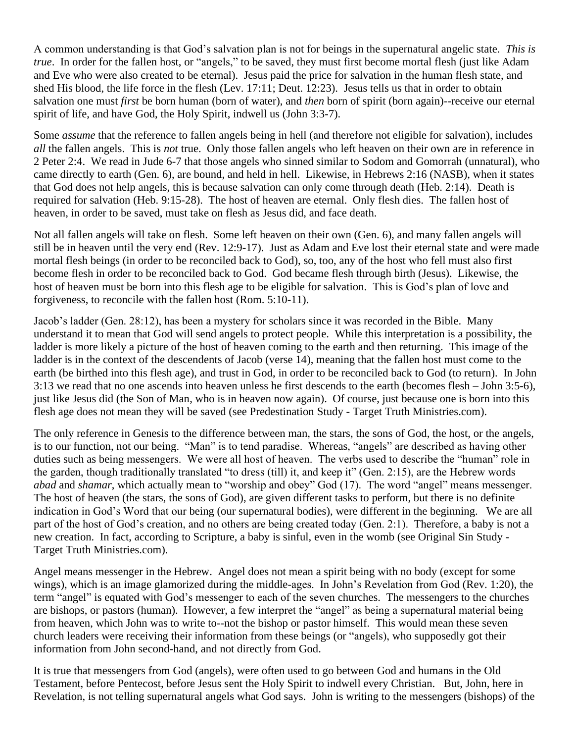A common understanding is that God's salvation plan is not for beings in the supernatural angelic state. *This is true*. In order for the fallen host, or "angels," to be saved, they must first become mortal flesh (just like Adam and Eve who were also created to be eternal). Jesus paid the price for salvation in the human flesh state, and shed His blood, the life force in the flesh (Lev. 17:11; Deut. 12:23). Jesus tells us that in order to obtain salvation one must *first* be born human (born of water), and *then* born of spirit (born again)--receive our eternal spirit of life, and have God, the Holy Spirit, indwell us (John 3:3-7).

Some *assume* that the reference to fallen angels being in hell (and therefore not eligible for salvation), includes *all* the fallen angels. This is *not* true. Only those fallen angels who left heaven on their own are in reference in 2 Peter 2:4. We read in Jude 6-7 that those angels who sinned similar to Sodom and Gomorrah (unnatural), who came directly to earth (Gen. 6), are bound, and held in hell. Likewise, in Hebrews 2:16 (NASB), when it states that God does not help angels, this is because salvation can only come through death (Heb. 2:14). Death is required for salvation (Heb. 9:15-28). The host of heaven are eternal. Only flesh dies. The fallen host of heaven, in order to be saved, must take on flesh as Jesus did, and face death.

Not all fallen angels will take on flesh. Some left heaven on their own (Gen. 6), and many fallen angels will still be in heaven until the very end (Rev. 12:9-17). Just as Adam and Eve lost their eternal state and were made mortal flesh beings (in order to be reconciled back to God), so, too, any of the host who fell must also first become flesh in order to be reconciled back to God. God became flesh through birth (Jesus). Likewise, the host of heaven must be born into this flesh age to be eligible for salvation. This is God's plan of love and forgiveness, to reconcile with the fallen host (Rom. 5:10-11).

Jacob's ladder (Gen. 28:12), has been a mystery for scholars since it was recorded in the Bible. Many understand it to mean that God will send angels to protect people. While this interpretation is a possibility, the ladder is more likely a picture of the host of heaven coming to the earth and then returning. This image of the ladder is in the context of the descendents of Jacob (verse 14), meaning that the fallen host must come to the earth (be birthed into this flesh age), and trust in God, in order to be reconciled back to God (to return). In John 3:13 we read that no one ascends into heaven unless he first descends to the earth (becomes flesh – John 3:5-6), just like Jesus did (the Son of Man, who is in heaven now again). Of course, just because one is born into this flesh age does not mean they will be saved (see Predestination Study - Target Truth Ministries.com).

The only reference in Genesis to the difference between man, the stars, the sons of God, the host, or the angels, is to our function, not our being. "Man" is to tend paradise. Whereas, "angels" are described as having other duties such as being messengers. We were all host of heaven. The verbs used to describe the "human" role in the garden, though traditionally translated "to dress (till) it, and keep it" (Gen. 2:15), are the Hebrew words *abad* and *shamar*, which actually mean to "worship and obey" God (17). The word "angel" means messenger. The host of heaven (the stars, the sons of God), are given different tasks to perform, but there is no definite indication in God's Word that our being (our supernatural bodies), were different in the beginning. We are all part of the host of God's creation, and no others are being created today (Gen. 2:1). Therefore, a baby is not a new creation. In fact, according to Scripture, a baby is sinful, even in the womb (see Original Sin Study - Target Truth Ministries.com).

Angel means messenger in the Hebrew. Angel does not mean a spirit being with no body (except for some wings), which is an image glamorized during the middle-ages. In John's Revelation from God (Rev. 1:20), the term "angel" is equated with God's messenger to each of the seven churches. The messengers to the churches are bishops, or pastors (human). However, a few interpret the "angel" as being a supernatural material being from heaven, which John was to write to--not the bishop or pastor himself. This would mean these seven church leaders were receiving their information from these beings (or "angels), who supposedly got their information from John second-hand, and not directly from God.

It is true that messengers from God (angels), were often used to go between God and humans in the Old Testament, before Pentecost, before Jesus sent the Holy Spirit to indwell every Christian. But, John, here in Revelation, is not telling supernatural angels what God says. John is writing to the messengers (bishops) of the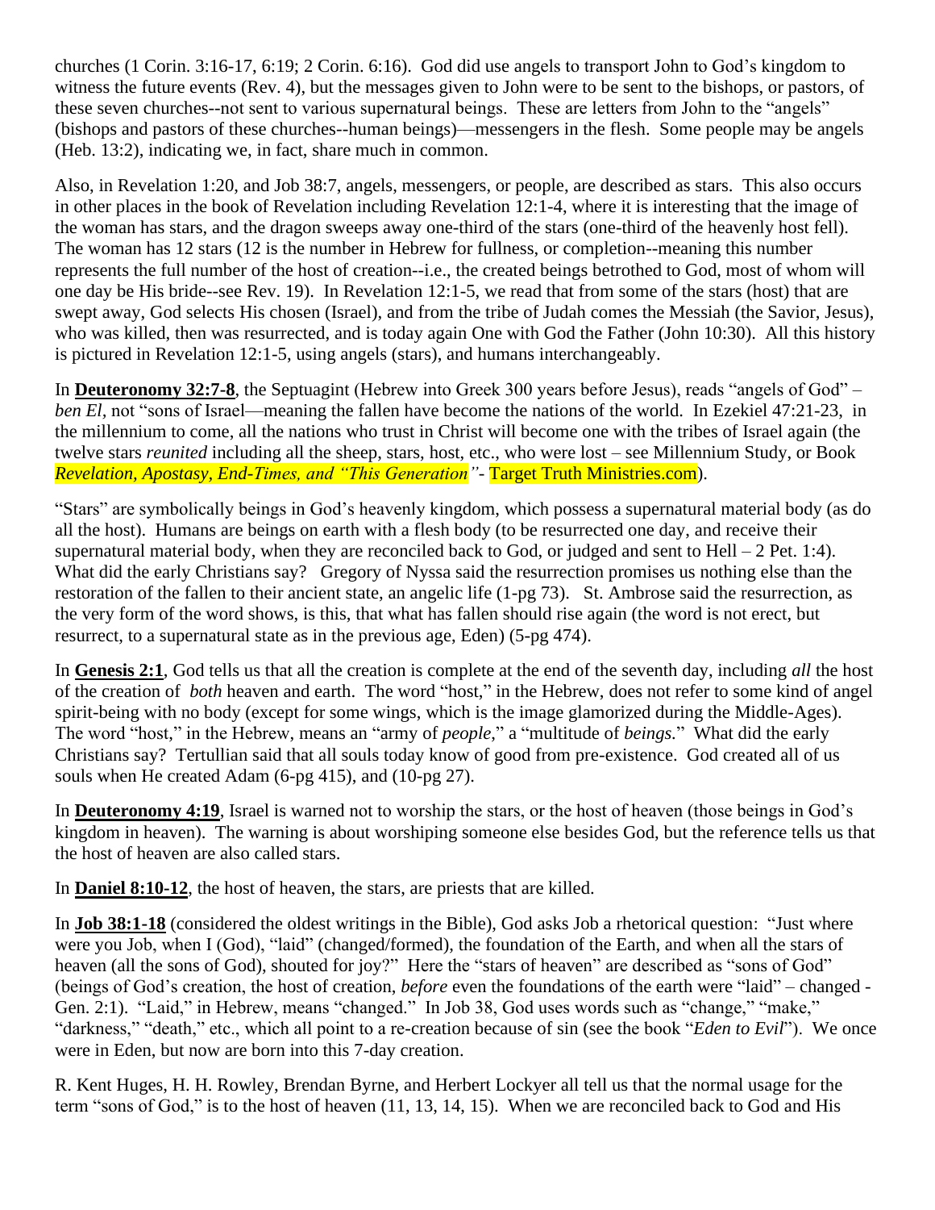churches (1 Corin. 3:16-17, 6:19; 2 Corin. 6:16). God did use angels to transport John to God's kingdom to witness the future events (Rev. 4), but the messages given to John were to be sent to the bishops, or pastors, of these seven churches--not sent to various supernatural beings. These are letters from John to the "angels" (bishops and pastors of these churches--human beings)—messengers in the flesh. Some people may be angels (Heb. 13:2), indicating we, in fact, share much in common.

Also, in Revelation 1:20, and Job 38:7, angels, messengers, or people, are described as stars. This also occurs in other places in the book of Revelation including Revelation 12:1-4, where it is interesting that the image of the woman has stars, and the dragon sweeps away one-third of the stars (one-third of the heavenly host fell). The woman has 12 stars (12 is the number in Hebrew for fullness, or completion--meaning this number represents the full number of the host of creation--i.e., the created beings betrothed to God, most of whom will one day be His bride--see Rev. 19). In Revelation 12:1-5, we read that from some of the stars (host) that are swept away, God selects His chosen (Israel), and from the tribe of Judah comes the Messiah (the Savior, Jesus), who was killed, then was resurrected, and is today again One with God the Father (John 10:30). All this history is pictured in Revelation 12:1-5, using angels (stars), and humans interchangeably.

In **Deuteronomy 32:7-8**, the Septuagint (Hebrew into Greek 300 years before Jesus), reads "angels of God" – *ben El*, not "sons of Israel—meaning the fallen have become the nations of the world. In Ezekiel 47:21-23, in the millennium to come, all the nations who trust in Christ will become one with the tribes of Israel again (the twelve stars *reunited* including all the sheep, stars, host, etc., who were lost – see Millennium Study, or Book *Revelation, Apostasy, End-Times, and "This Generation"*- Target Truth Ministries.com).

"Stars" are symbolically beings in God's heavenly kingdom, which possess a supernatural material body (as do all the host). Humans are beings on earth with a flesh body (to be resurrected one day, and receive their supernatural material body, when they are reconciled back to God, or judged and sent to Hell – 2 Pet. 1:4). What did the early Christians say? Gregory of Nyssa said the resurrection promises us nothing else than the restoration of the fallen to their ancient state, an angelic life (1-pg 73). St. Ambrose said the resurrection, as the very form of the word shows, is this, that what has fallen should rise again (the word is not erect, but resurrect, to a supernatural state as in the previous age, Eden) (5-pg 474).

In **Genesis 2:1**, God tells us that all the creation is complete at the end of the seventh day, including *all* the host of the creation of *both* heaven and earth. The word "host," in the Hebrew, does not refer to some kind of angel spirit-being with no body (except for some wings, which is the image glamorized during the Middle-Ages). The word "host," in the Hebrew, means an "army of *people*," a "multitude of *beings*." What did the early Christians say? Tertullian said that all souls today know of good from pre-existence. God created all of us souls when He created Adam (6-pg 415), and (10-pg 27).

In **Deuteronomy 4:19**, Israel is warned not to worship the stars, or the host of heaven (those beings in God's kingdom in heaven). The warning is about worshiping someone else besides God, but the reference tells us that the host of heaven are also called stars.

In **Daniel 8:10-12**, the host of heaven, the stars, are priests that are killed.

In **Job 38:1-18** (considered the oldest writings in the Bible), God asks Job a rhetorical question: "Just where were you Job, when I (God), "laid" (changed/formed), the foundation of the Earth, and when all the stars of heaven (all the sons of God), shouted for joy?" Here the "stars of heaven" are described as "sons of God" (beings of God's creation, the host of creation, *before* even the foundations of the earth were "laid" – changed - Gen. 2:1). "Laid," in Hebrew, means "changed." In Job 38, God uses words such as "change," "make," "darkness," "death," etc., which all point to a re-creation because of sin (see the book "*Eden to Evil*"). We once were in Eden, but now are born into this 7-day creation.

R. Kent Huges, H. H. Rowley, Brendan Byrne, and Herbert Lockyer all tell us that the normal usage for the term "sons of God," is to the host of heaven (11, 13, 14, 15). When we are reconciled back to God and His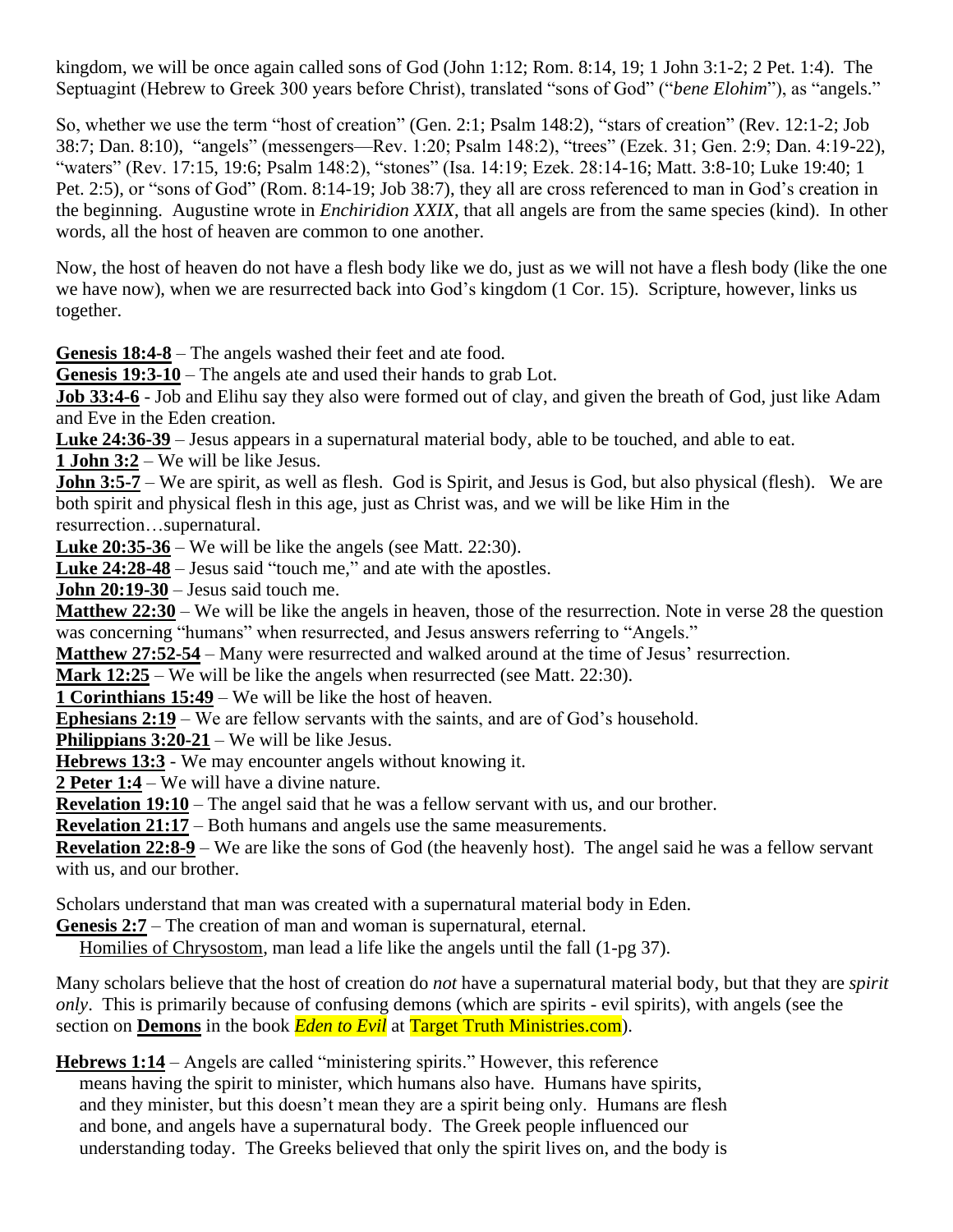kingdom, we will be once again called sons of God (John 1:12; Rom. 8:14, 19; 1 John 3:1-2; 2 Pet. 1:4). The Septuagint (Hebrew to Greek 300 years before Christ), translated "sons of God" ("*bene Elohim*"), as "angels."

So, whether we use the term "host of creation" (Gen. 2:1; Psalm 148:2), "stars of creation" (Rev. 12:1-2; Job 38:7; Dan. 8:10), "angels" (messengers—Rev. 1:20; Psalm 148:2), "trees" (Ezek. 31; Gen. 2:9; Dan. 4:19-22), "waters" (Rev. 17:15, 19:6; Psalm 148:2), "stones" (Isa. 14:19; Ezek. 28:14-16; Matt. 3:8-10; Luke 19:40; 1 Pet. 2:5), or "sons of God" (Rom. 8:14-19; Job 38:7), they all are cross referenced to man in God's creation in the beginning. Augustine wrote in *Enchiridion XXIX*, that all angels are from the same species (kind). In other words, all the host of heaven are common to one another.

Now, the host of heaven do not have a flesh body like we do, just as we will not have a flesh body (like the one we have now), when we are resurrected back into God's kingdom (1 Cor. 15). Scripture, however, links us together.

**Genesis 18:4-8** – The angels washed their feet and ate food.
**Genesis 19:3-10** – The angels ate and used their hands to grab Lot.
**Job 33:4-6** - Job and Elihu say they also were formed out of clay, and given the breath of God, just like Adam and Eve in the Eden creation.
**Luke 24:36-39** – Jesus appears in a supernatural material body, able to be touched, and able to eat.
**1 John 3:2** – We will be like Jesus.
**John 3:5-7** – We are spirit, as well as flesh. God is Spirit, and Jesus is God, but also physical (flesh). We are both spirit and physical flesh in this age, just as Christ was, and we will be like Him in the resurrection…supernatural.
**Luke 20:35-36** – We will be like the angels (see Matt. 22:30).
**Luke 24:28-48** – Jesus said "touch me," and ate with the apostles.
**John 20:19-30** – Jesus said touch me.
**Matthew 22:30** – We will be like the angels in heaven, those of the resurrection. Note in verse 28 the question was concerning "humans" when resurrected, and Jesus answers referring to "Angels."
**Matthew 27:52-54** – Many were resurrected and walked around at the time of Jesus' resurrection.
**Mark 12:25** – We will be like the angels when resurrected (see Matt. 22:30).
**1 Corinthians 15:49** – We will be like the host of heaven.
**Ephesians 2:19** – We are fellow servants with the saints, and are of God's household.
**Philippians 3:20-21** – We will be like Jesus.
**Hebrews 13:3** - We may encounter angels without knowing it.
**2 Peter 1:4** – We will have a divine nature.
**Revelation 19:10** – The angel said that he was a fellow servant with us, and our brother.
**Revelation 21:17** – Both humans and angels use the same measurements.
**Revelation 22:8-9** – We are like the sons of God (the heavenly host). The angel said he was a fellow servant with us, and our brother.

Scholars understand that man was created with a supernatural material body in Eden.
**Genesis 2:7** – The creation of man and woman is supernatural, eternal.
Homilies of Chrysostom, man lead a life like the angels until the fall (1-pg 37).

Many scholars believe that the host of creation do *not* have a supernatural material body, but that they are *spirit only*. This is primarily because of confusing demons (which are spirits - evil spirits), with angels (see the section on **Demons** in the book ***Eden to Evil*** at Target Truth Ministries.com).

**Hebrews 1:14** – Angels are called "ministering spirits." However, this reference means having the spirit to minister, which humans also have. Humans have spirits, and they minister, but this doesn't mean they are a spirit being only. Humans are flesh and bone, and angels have a supernatural body. The Greek people influenced our understanding today. The Greeks believed that only the spirit lives on, and the body is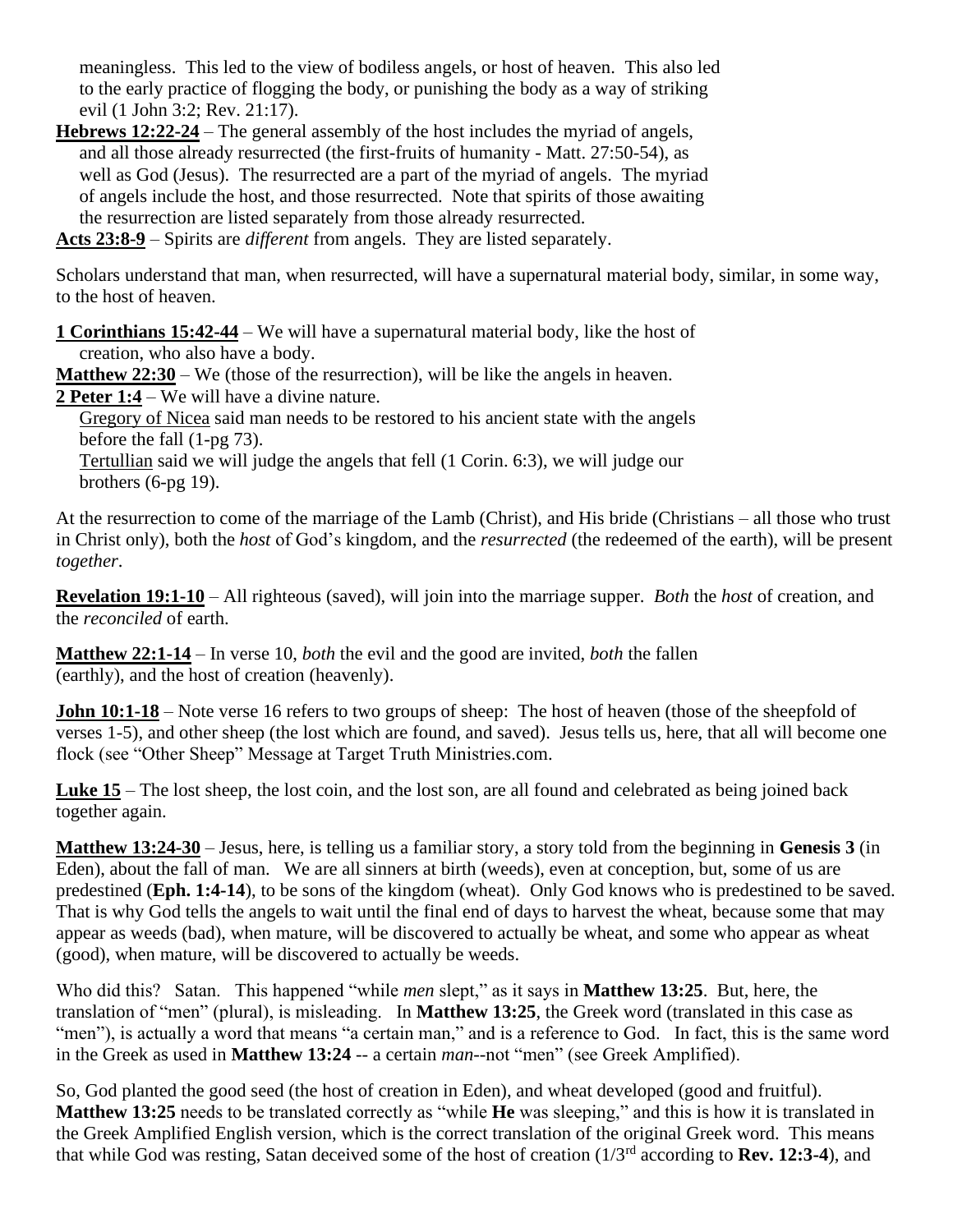meaningless. This led to the view of bodiless angels, or host of heaven. This also led to the early practice of flogging the body, or punishing the body as a way of striking evil (1 John 3:2; Rev. 21:17).

**Hebrews 12:22-24** – The general assembly of the host includes the myriad of angels, and all those already resurrected (the first-fruits of humanity - Matt. 27:50-54), as well as God (Jesus). The resurrected are a part of the myriad of angels. The myriad of angels include the host, and those resurrected. Note that spirits of those awaiting the resurrection are listed separately from those already resurrected.

**Acts 23:8-9** – Spirits are *different* from angels. They are listed separately.

Scholars understand that man, when resurrected, will have a supernatural material body, similar, in some way, to the host of heaven.

**1 Corinthians 15:42-44** – We will have a supernatural material body, like the host of creation, who also have a body.

**Matthew 22:30** – We (those of the resurrection), will be like the angels in heaven.

**2 Peter 1:4** – We will have a divine nature.

Gregory of Nicea said man needs to be restored to his ancient state with the angels before the fall (1-pg 73).

Tertullian said we will judge the angels that fell (1 Corin. 6:3), we will judge our brothers (6-pg 19).

At the resurrection to come of the marriage of the Lamb (Christ), and His bride (Christians – all those who trust in Christ only), both the *host* of God's kingdom, and the *resurrected* (the redeemed of the earth), will be present *together*.

**Revelation 19:1-10** – All righteous (saved), will join into the marriage supper. *Both* the *host* of creation, and the *reconciled* of earth.

**Matthew 22:1-14** – In verse 10, *both* the evil and the good are invited, *both* the fallen (earthly), and the host of creation (heavenly).

**John 10:1-18** – Note verse 16 refers to two groups of sheep: The host of heaven (those of the sheepfold of verses 1-5), and other sheep (the lost which are found, and saved). Jesus tells us, here, that all will become one flock (see "Other Sheep" Message at Target Truth Ministries.com.

**Luke 15** – The lost sheep, the lost coin, and the lost son, are all found and celebrated as being joined back together again.

**Matthew 13:24-30** – Jesus, here, is telling us a familiar story, a story told from the beginning in **Genesis 3** (in Eden), about the fall of man. We are all sinners at birth (weeds), even at conception, but, some of us are predestined (**Eph. 1:4-14**), to be sons of the kingdom (wheat). Only God knows who is predestined to be saved. That is why God tells the angels to wait until the final end of days to harvest the wheat, because some that may appear as weeds (bad), when mature, will be discovered to actually be wheat, and some who appear as wheat (good), when mature, will be discovered to actually be weeds.

Who did this? Satan. This happened "while *men* slept," as it says in **Matthew 13:25**. But, here, the translation of "men" (plural), is misleading. In **Matthew 13:25**, the Greek word (translated in this case as "men"), is actually a word that means "a certain man," and is a reference to God. In fact, this is the same word in the Greek as used in **Matthew 13:24** -- a certain *man*--not "men" (see Greek Amplified).

So, God planted the good seed (the host of creation in Eden), and wheat developed (good and fruitful). **Matthew 13:25** needs to be translated correctly as "while **He** was sleeping," and this is how it is translated in the Greek Amplified English version, which is the correct translation of the original Greek word. This means that while God was resting, Satan deceived some of the host of creation (1/3rd according to **Rev. 12:3-4**), and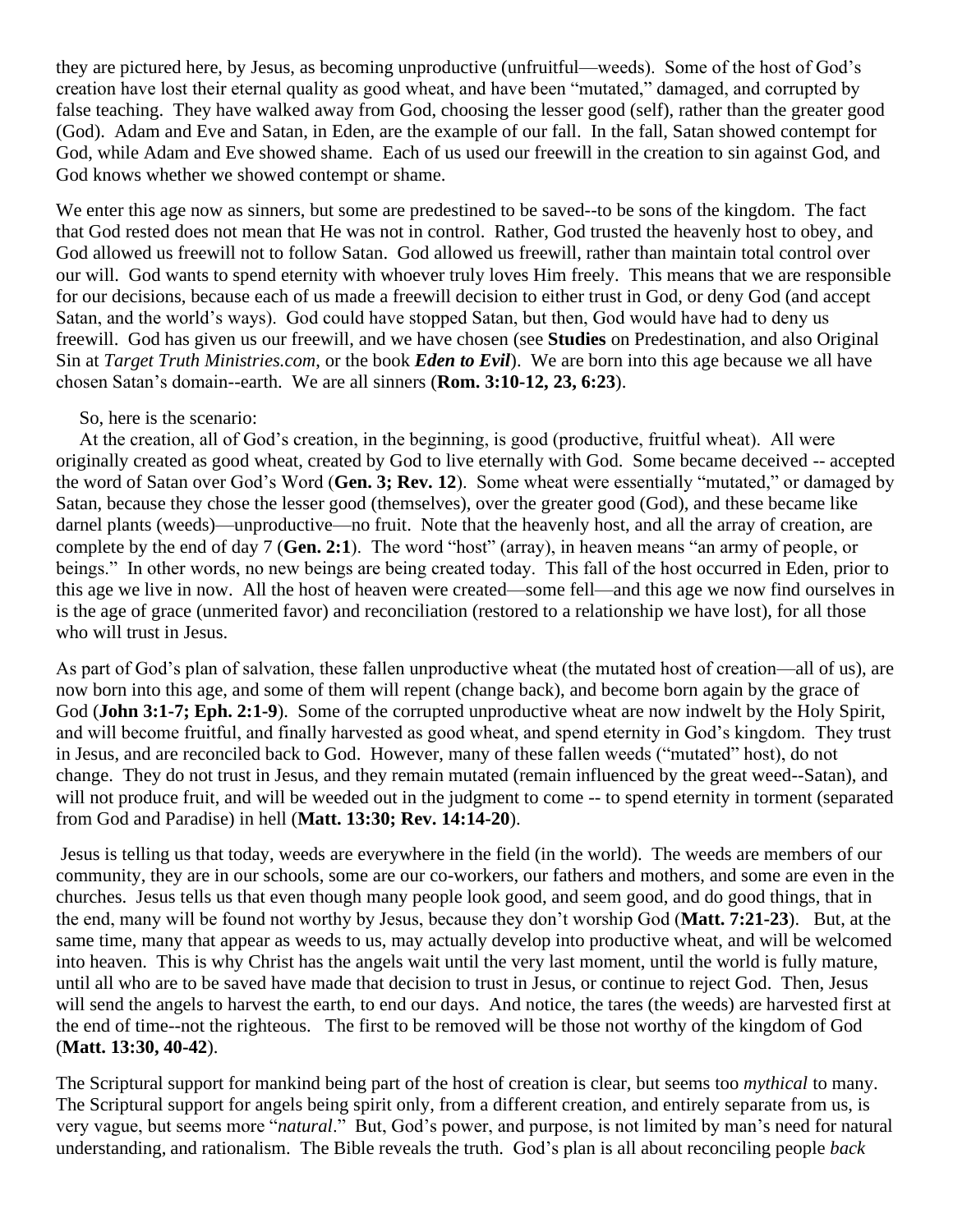they are pictured here, by Jesus, as becoming unproductive (unfruitful—weeds). Some of the host of God's creation have lost their eternal quality as good wheat, and have been "mutated," damaged, and corrupted by false teaching. They have walked away from God, choosing the lesser good (self), rather than the greater good (God). Adam and Eve and Satan, in Eden, are the example of our fall. In the fall, Satan showed contempt for God, while Adam and Eve showed shame. Each of us used our freewill in the creation to sin against God, and God knows whether we showed contempt or shame.

We enter this age now as sinners, but some are predestined to be saved--to be sons of the kingdom. The fact that God rested does not mean that He was not in control. Rather, God trusted the heavenly host to obey, and God allowed us freewill not to follow Satan. God allowed us freewill, rather than maintain total control over our will. God wants to spend eternity with whoever truly loves Him freely. This means that we are responsible for our decisions, because each of us made a freewill decision to either trust in God, or deny God (and accept Satan, and the world's ways). God could have stopped Satan, but then, God would have had to deny us freewill. God has given us our freewill, and we have chosen (see **Studies** on Predestination, and also Original Sin at *Target Truth Ministries.com*, or the book ***Eden to Evil***). We are born into this age because we all have chosen Satan's domain--earth. We are all sinners (**Rom. 3:10-12, 23, 6:23**).

So, here is the scenario:

At the creation, all of God's creation, in the beginning, is good (productive, fruitful wheat). All were originally created as good wheat, created by God to live eternally with God. Some became deceived -- accepted the word of Satan over God's Word (**Gen. 3; Rev. 12**). Some wheat were essentially "mutated," or damaged by Satan, because they chose the lesser good (themselves), over the greater good (God), and these became like darnel plants (weeds)—unproductive—no fruit. Note that the heavenly host, and all the array of creation, are complete by the end of day 7 (**Gen. 2:1**). The word "host" (array), in heaven means "an army of people, or beings." In other words, no new beings are being created today. This fall of the host occurred in Eden, prior to this age we live in now. All the host of heaven were created—some fell—and this age we now find ourselves in is the age of grace (unmerited favor) and reconciliation (restored to a relationship we have lost), for all those who will trust in Jesus.

As part of God's plan of salvation, these fallen unproductive wheat (the mutated host of creation—all of us), are now born into this age, and some of them will repent (change back), and become born again by the grace of God (**John 3:1-7; Eph. 2:1-9**). Some of the corrupted unproductive wheat are now indwelt by the Holy Spirit, and will become fruitful, and finally harvested as good wheat, and spend eternity in God's kingdom. They trust in Jesus, and are reconciled back to God. However, many of these fallen weeds ("mutated" host), do not change. They do not trust in Jesus, and they remain mutated (remain influenced by the great weed--Satan), and will not produce fruit, and will be weeded out in the judgment to come -- to spend eternity in torment (separated from God and Paradise) in hell (**Matt. 13:30; Rev. 14:14-20**).

Jesus is telling us that today, weeds are everywhere in the field (in the world). The weeds are members of our community, they are in our schools, some are our co-workers, our fathers and mothers, and some are even in the churches. Jesus tells us that even though many people look good, and seem good, and do good things, that in the end, many will be found not worthy by Jesus, because they don't worship God (**Matt. 7:21-23**). But, at the same time, many that appear as weeds to us, may actually develop into productive wheat, and will be welcomed into heaven. This is why Christ has the angels wait until the very last moment, until the world is fully mature, until all who are to be saved have made that decision to trust in Jesus, or continue to reject God. Then, Jesus will send the angels to harvest the earth, to end our days. And notice, the tares (the weeds) are harvested first at the end of time--not the righteous. The first to be removed will be those not worthy of the kingdom of God (**Matt. 13:30, 40-42**).

The Scriptural support for mankind being part of the host of creation is clear, but seems too *mythical* to many. The Scriptural support for angels being spirit only, from a different creation, and entirely separate from us, is very vague, but seems more "*natural*." But, God's power, and purpose, is not limited by man's need for natural understanding, and rationalism. The Bible reveals the truth. God's plan is all about reconciling people *back*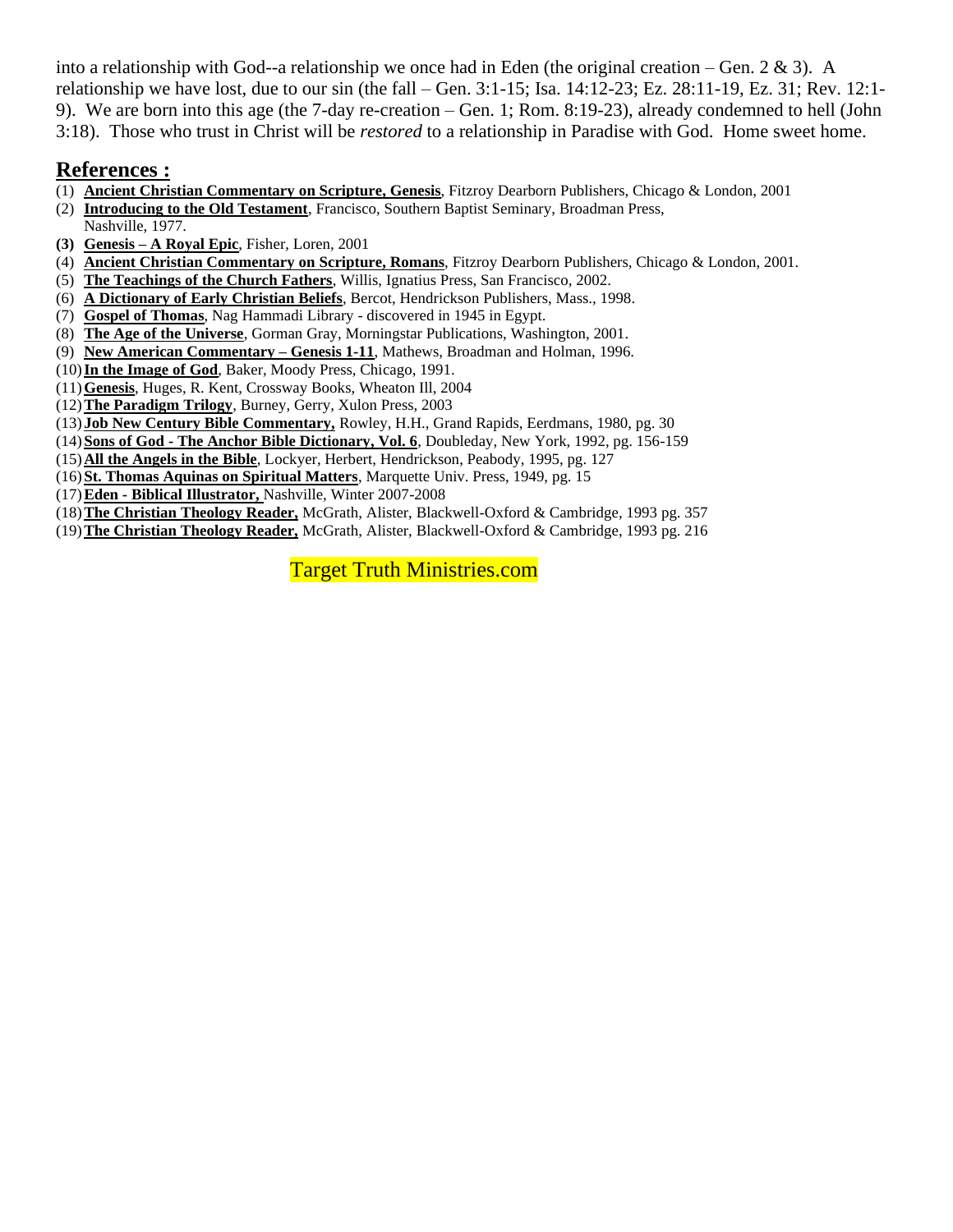into a relationship with God--a relationship we once had in Eden (the original creation – Gen. 2 & 3). A relationship we have lost, due to our sin (the fall – Gen. 3:1-15; Isa. 14:12-23; Ez. 28:11-19, Ez. 31; Rev. 12:1-9). We are born into this age (the 7-day re-creation – Gen. 1; Rom. 8:19-23), already condemned to hell (John 3:18). Those who trust in Christ will be *restored* to a relationship in Paradise with God. Home sweet home.

## References :

(1) **Ancient Christian Commentary on Scripture, Genesis**, Fitzroy Dearborn Publishers, Chicago & London, 2001
(2) **Introducing to the Old Testament**, Francisco, Southern Baptist Seminary, Broadman Press, Nashville, 1977.
**(3) Genesis – A Royal Epic**, Fisher, Loren, 2001
(4) **Ancient Christian Commentary on Scripture, Romans**, Fitzroy Dearborn Publishers, Chicago & London, 2001.
(5) **The Teachings of the Church Fathers**, Willis, Ignatius Press, San Francisco, 2002.
(6) **A Dictionary of Early Christian Beliefs**, Bercot, Hendrickson Publishers, Mass., 1998.
(7) **Gospel of Thomas**, Nag Hammadi Library - discovered in 1945 in Egypt.
(8) **The Age of the Universe**, Gorman Gray, Morningstar Publications, Washington, 2001.
(9) **New American Commentary – Genesis 1-11**, Mathews, Broadman and Holman, 1996.
(10) **In the Image of God**, Baker, Moody Press, Chicago, 1991.
(11) **Genesis**, Huges, R. Kent, Crossway Books, Wheaton Ill, 2004
(12) **The Paradigm Trilogy**, Burney, Gerry, Xulon Press, 2003
(13) **Job New Century Bible Commentary,** Rowley, H.H., Grand Rapids, Eerdmans, 1980, pg. 30
(14) **Sons of God - The Anchor Bible Dictionary, Vol. 6**, Doubleday, New York, 1992, pg. 156-159
(15) **All the Angels in the Bible**, Lockyer, Herbert, Hendrickson, Peabody, 1995, pg. 127
(16) **St. Thomas Aquinas on Spiritual Matters**, Marquette Univ. Press, 1949, pg. 15
(17) **Eden - Biblical Illustrator,** Nashville, Winter 2007-2008
(18) **The Christian Theology Reader,** McGrath, Alister, Blackwell-Oxford & Cambridge, 1993 pg. 357
(19) **The Christian Theology Reader,** McGrath, Alister, Blackwell-Oxford & Cambridge, 1993 pg. 216

Target Truth Ministries.com